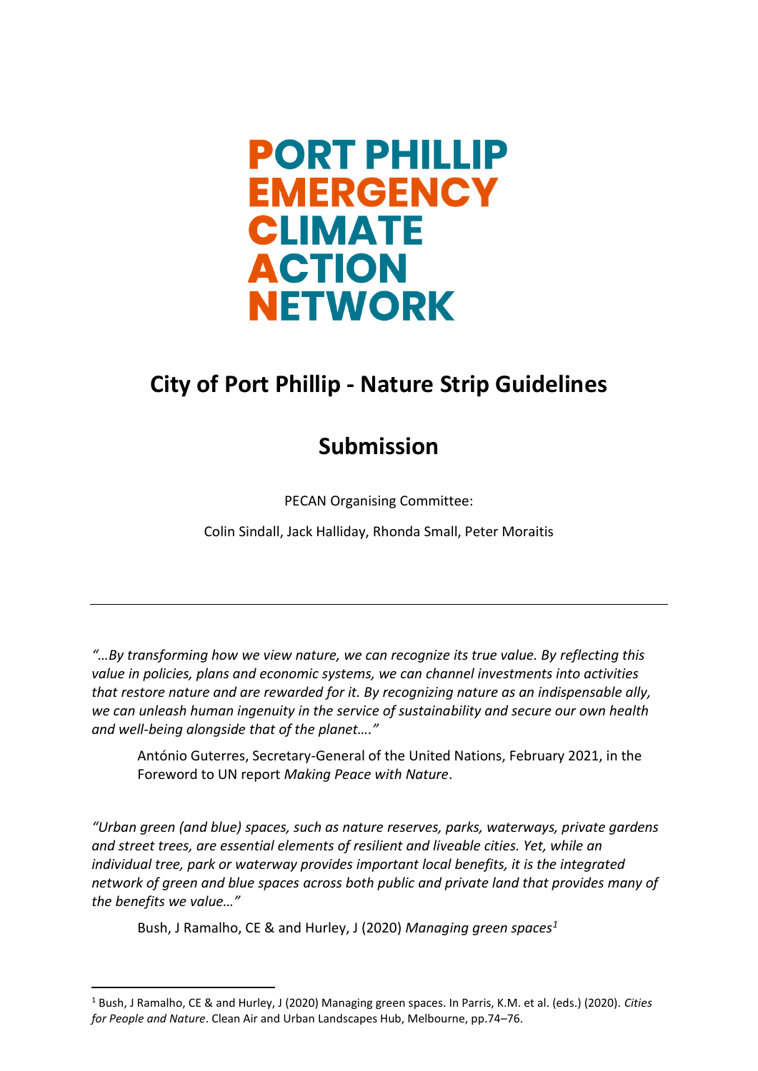**PORT PHILLIP EMERGENCY CLIMATE ACTION NETWORK**

# City of Port Phillip - Nature Strip Guidelines

## Submission

PECAN Organising Committee:

Colin Sindall, Jack Halliday, Rhonda Small, Peter Moraitis

---

*"…By transforming how we view nature, we can recognize its true value. By reflecting this value in policies, plans and economic systems, we can channel investments into activities that restore nature and are rewarded for it. By recognizing nature as an indispensable ally, we can unleash human ingenuity in the service of sustainability and secure our own health and well-being alongside that of the planet…."*

> António Guterres, Secretary-General of the United Nations, February 2021, in the Foreword to UN report *Making Peace with Nature*.

*"Urban green (and blue) spaces, such as nature reserves, parks, waterways, private gardens and street trees, are essential elements of resilient and liveable cities. Yet, while an individual tree, park or waterway provides important local benefits, it is the integrated network of green and blue spaces across both public and private land that provides many of the benefits we value…"*

> Bush, J Ramalho, CE & and Hurley, J (2020) *Managing green spaces*[1]

[1] Bush, J Ramalho, CE & and Hurley, J (2020) Managing green spaces. In Parris, K.M. et al. (eds.) (2020). *Cities for People and Nature*. Clean Air and Urban Landscapes Hub, Melbourne, pp.74–76.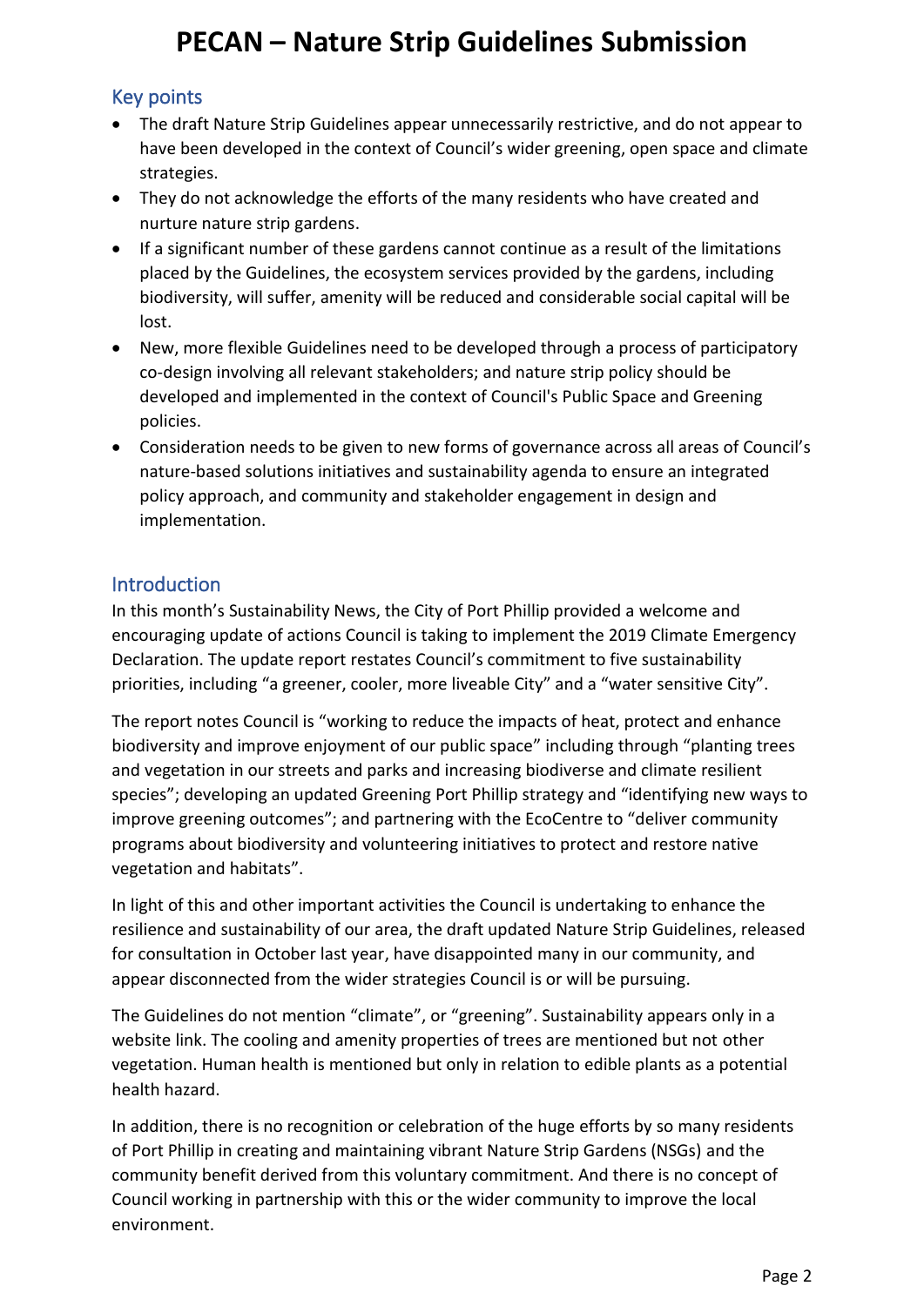# PECAN – Nature Strip Guidelines Submission

## Key points

- The draft Nature Strip Guidelines appear unnecessarily restrictive, and do not appear to have been developed in the context of Council's wider greening, open space and climate strategies.
- They do not acknowledge the efforts of the many residents who have created and nurture nature strip gardens.
- If a significant number of these gardens cannot continue as a result of the limitations placed by the Guidelines, the ecosystem services provided by the gardens, including biodiversity, will suffer, amenity will be reduced and considerable social capital will be lost.
- New, more flexible Guidelines need to be developed through a process of participatory co-design involving all relevant stakeholders; and nature strip policy should be developed and implemented in the context of Council's Public Space and Greening policies.
- Consideration needs to be given to new forms of governance across all areas of Council's nature-based solutions initiatives and sustainability agenda to ensure an integrated policy approach, and community and stakeholder engagement in design and implementation.

## Introduction

In this month's Sustainability News, the City of Port Phillip provided a welcome and encouraging update of actions Council is taking to implement the 2019 Climate Emergency Declaration. The update report restates Council's commitment to five sustainability priorities, including "a greener, cooler, more liveable City" and a "water sensitive City".

The report notes Council is "working to reduce the impacts of heat, protect and enhance biodiversity and improve enjoyment of our public space" including through "planting trees and vegetation in our streets and parks and increasing biodiverse and climate resilient species"; developing an updated Greening Port Phillip strategy and "identifying new ways to improve greening outcomes"; and partnering with the EcoCentre to "deliver community programs about biodiversity and volunteering initiatives to protect and restore native vegetation and habitats".

In light of this and other important activities the Council is undertaking to enhance the resilience and sustainability of our area, the draft updated Nature Strip Guidelines, released for consultation in October last year, have disappointed many in our community, and appear disconnected from the wider strategies Council is or will be pursuing.

The Guidelines do not mention "climate", or "greening". Sustainability appears only in a website link. The cooling and amenity properties of trees are mentioned but not other vegetation. Human health is mentioned but only in relation to edible plants as a potential health hazard.

In addition, there is no recognition or celebration of the huge efforts by so many residents of Port Phillip in creating and maintaining vibrant Nature Strip Gardens (NSGs) and the community benefit derived from this voluntary commitment. And there is no concept of Council working in partnership with this or the wider community to improve the local environment.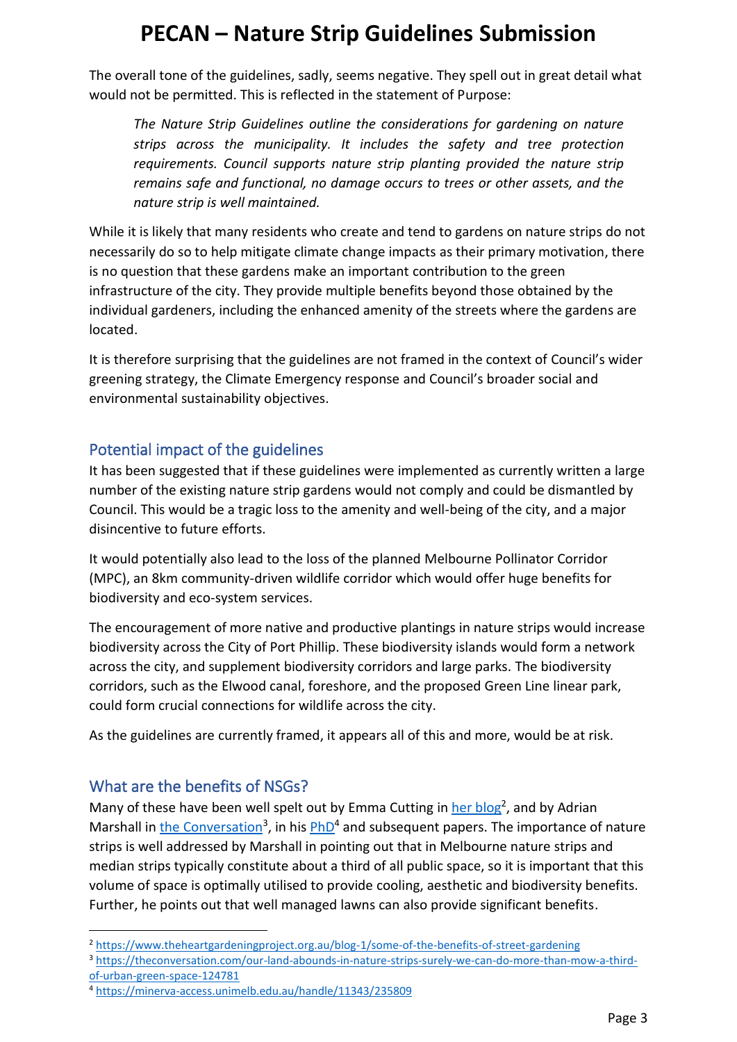# PECAN – Nature Strip Guidelines Submission

The overall tone of the guidelines, sadly, seems negative. They spell out in great detail what would not be permitted. This is reflected in the statement of Purpose:

> *The Nature Strip Guidelines outline the considerations for gardening on nature strips across the municipality. It includes the safety and tree protection requirements. Council supports nature strip planting provided the nature strip remains safe and functional, no damage occurs to trees or other assets, and the nature strip is well maintained.*

While it is likely that many residents who create and tend to gardens on nature strips do not necessarily do so to help mitigate climate change impacts as their primary motivation, there is no question that these gardens make an important contribution to the green infrastructure of the city. They provide multiple benefits beyond those obtained by the individual gardeners, including the enhanced amenity of the streets where the gardens are located.

It is therefore surprising that the guidelines are not framed in the context of Council's wider greening strategy, the Climate Emergency response and Council's broader social and environmental sustainability objectives.

## Potential impact of the guidelines

It has been suggested that if these guidelines were implemented as currently written a large number of the existing nature strip gardens would not comply and could be dismantled by Council. This would be a tragic loss to the amenity and well-being of the city, and a major disincentive to future efforts.

It would potentially also lead to the loss of the planned Melbourne Pollinator Corridor (MPC), an 8km community-driven wildlife corridor which would offer huge benefits for biodiversity and eco-system services.

The encouragement of more native and productive plantings in nature strips would increase biodiversity across the City of Port Phillip. These biodiversity islands would form a network across the city, and supplement biodiversity corridors and large parks. The biodiversity corridors, such as the Elwood canal, foreshore, and the proposed Green Line linear park, could form crucial connections for wildlife across the city.

As the guidelines are currently framed, it appears all of this and more, would be at risk.

## What are the benefits of NSGs?

Many of these have been well spelt out by Emma Cutting in her blog[2], and by Adrian Marshall in the Conversation[3], in his PhD[4] and subsequent papers. The importance of nature strips is well addressed by Marshall in pointing out that in Melbourne nature strips and median strips typically constitute about a third of all public space, so it is important that this volume of space is optimally utilised to provide cooling, aesthetic and biodiversity benefits. Further, he points out that well managed lawns can also provide significant benefits.

---

[2] https://www.theheartgardeningproject.org.au/blog-1/some-of-the-benefits-of-street-gardening

[3] https://theconversation.com/our-land-abounds-in-nature-strips-surely-we-can-do-more-than-mow-a-third-of-urban-green-space-124781

[4] https://minerva-access.unimelb.edu.au/handle/11343/235809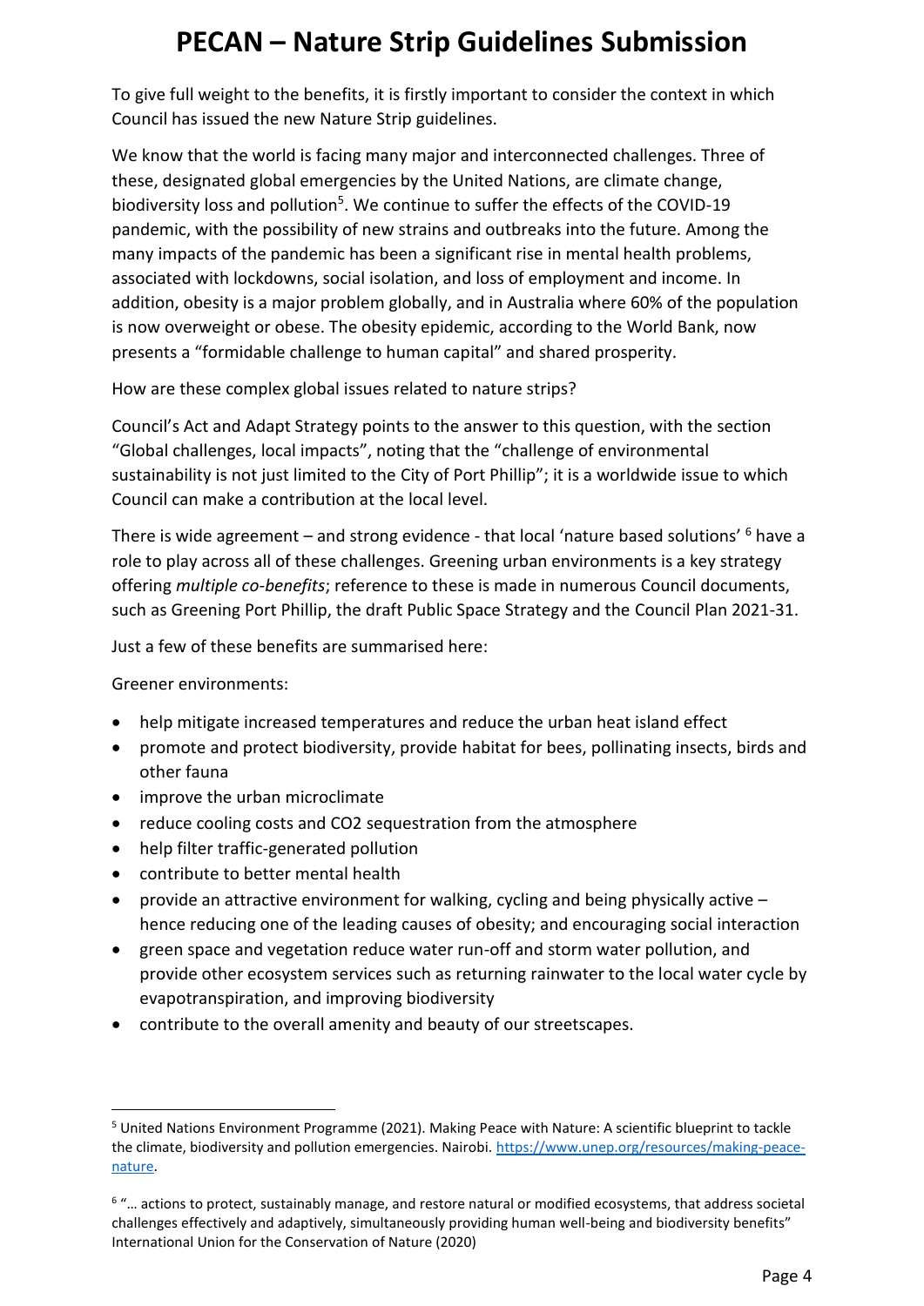# PECAN – Nature Strip Guidelines Submission

To give full weight to the benefits, it is firstly important to consider the context in which Council has issued the new Nature Strip guidelines.

We know that the world is facing many major and interconnected challenges. Three of these, designated global emergencies by the United Nations, are climate change, biodiversity loss and pollution[5]. We continue to suffer the effects of the COVID-19 pandemic, with the possibility of new strains and outbreaks into the future. Among the many impacts of the pandemic has been a significant rise in mental health problems, associated with lockdowns, social isolation, and loss of employment and income. In addition, obesity is a major problem globally, and in Australia where 60% of the population is now overweight or obese. The obesity epidemic, according to the World Bank, now presents a "formidable challenge to human capital" and shared prosperity.

How are these complex global issues related to nature strips?

Council's Act and Adapt Strategy points to the answer to this question, with the section "Global challenges, local impacts", noting that the "challenge of environmental sustainability is not just limited to the City of Port Phillip"; it is a worldwide issue to which Council can make a contribution at the local level.

There is wide agreement – and strong evidence - that local 'nature based solutions' [6] have a role to play across all of these challenges. Greening urban environments is a key strategy offering *multiple co-benefits*; reference to these is made in numerous Council documents, such as Greening Port Phillip, the draft Public Space Strategy and the Council Plan 2021-31.

Just a few of these benefits are summarised here:

Greener environments:

- help mitigate increased temperatures and reduce the urban heat island effect
- promote and protect biodiversity, provide habitat for bees, pollinating insects, birds and other fauna
- improve the urban microclimate
- reduce cooling costs and $CO_2$ sequestration from the atmosphere
- help filter traffic-generated pollution
- contribute to better mental health
- provide an attractive environment for walking, cycling and being physically active – hence reducing one of the leading causes of obesity; and encouraging social interaction
- green space and vegetation reduce water run-off and storm water pollution, and provide other ecosystem services such as returning rainwater to the local water cycle by evapotranspiration, and improving biodiversity
- contribute to the overall amenity and beauty of our streetscapes.

---

[5] United Nations Environment Programme (2021). Making Peace with Nature: A scientific blueprint to tackle the climate, biodiversity and pollution emergencies. Nairobi. https://www.unep.org/resources/making-peace-nature.

[6] "… actions to protect, sustainably manage, and restore natural or modified ecosystems, that address societal challenges effectively and adaptively, simultaneously providing human well-being and biodiversity benefits" International Union for the Conservation of Nature (2020)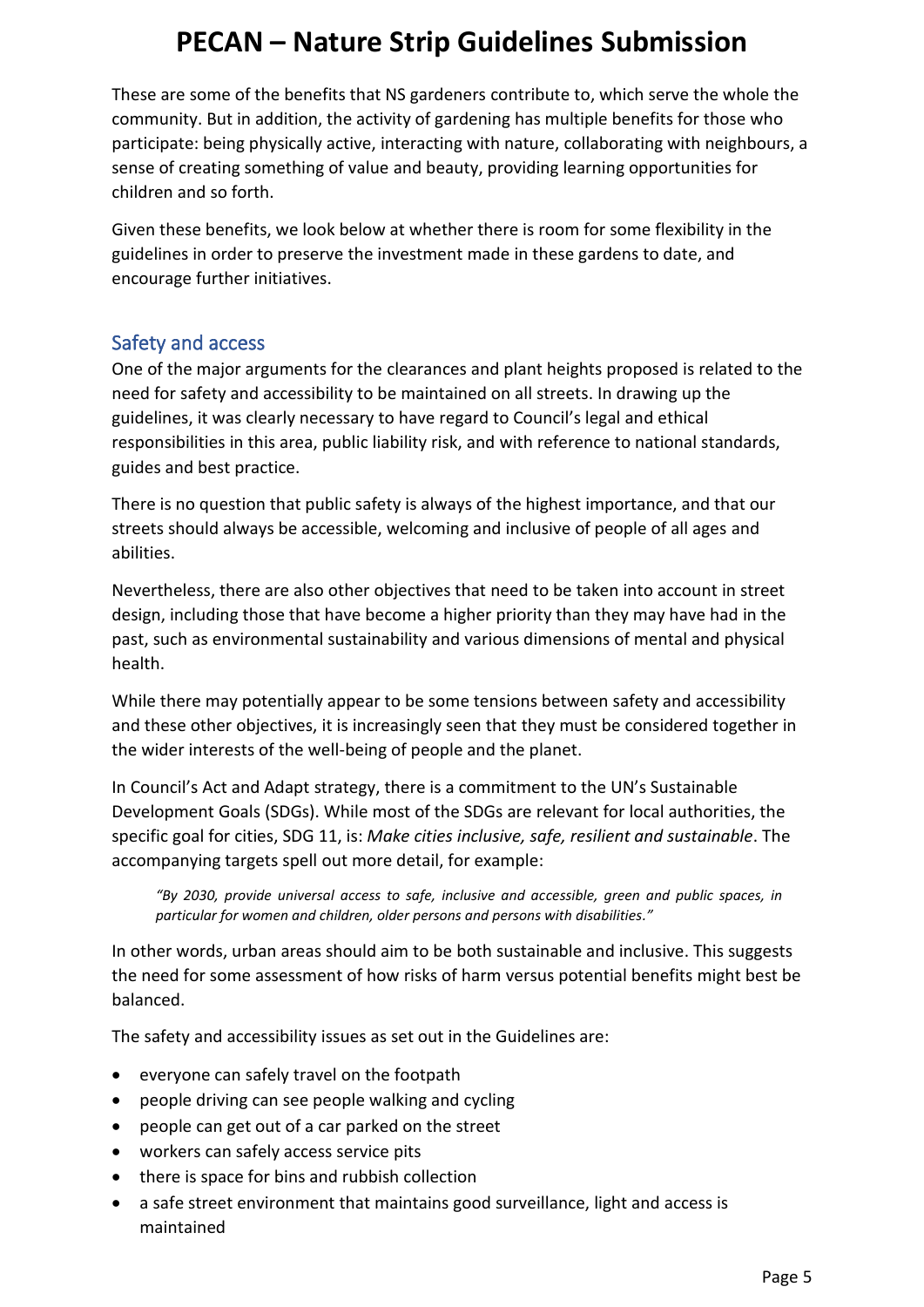These are some of the benefits that NS gardeners contribute to, which serve the whole the community. But in addition, the activity of gardening has multiple benefits for those who participate: being physically active, interacting with nature, collaborating with neighbours, a sense of creating something of value and beauty, providing learning opportunities for children and so forth.

Given these benefits, we look below at whether there is room for some flexibility in the guidelines in order to preserve the investment made in these gardens to date, and encourage further initiatives.

## Safety and access

One of the major arguments for the clearances and plant heights proposed is related to the need for safety and accessibility to be maintained on all streets. In drawing up the guidelines, it was clearly necessary to have regard to Council's legal and ethical responsibilities in this area, public liability risk, and with reference to national standards, guides and best practice.

There is no question that public safety is always of the highest importance, and that our streets should always be accessible, welcoming and inclusive of people of all ages and abilities.

Nevertheless, there are also other objectives that need to be taken into account in street design, including those that have become a higher priority than they may have had in the past, such as environmental sustainability and various dimensions of mental and physical health.

While there may potentially appear to be some tensions between safety and accessibility and these other objectives, it is increasingly seen that they must be considered together in the wider interests of the well-being of people and the planet.

In Council's Act and Adapt strategy, there is a commitment to the UN's Sustainable Development Goals (SDGs). While most of the SDGs are relevant for local authorities, the specific goal for cities, SDG 11, is: *Make cities inclusive, safe, resilient and sustainable*. The accompanying targets spell out more detail, for example:

> *"By 2030, provide universal access to safe, inclusive and accessible, green and public spaces, in particular for women and children, older persons and persons with disabilities."*

In other words, urban areas should aim to be both sustainable and inclusive. This suggests the need for some assessment of how risks of harm versus potential benefits might best be balanced.

The safety and accessibility issues as set out in the Guidelines are:

- everyone can safely travel on the footpath
- people driving can see people walking and cycling
- people can get out of a car parked on the street
- workers can safely access service pits
- there is space for bins and rubbish collection
- a safe street environment that maintains good surveillance, light and access is maintained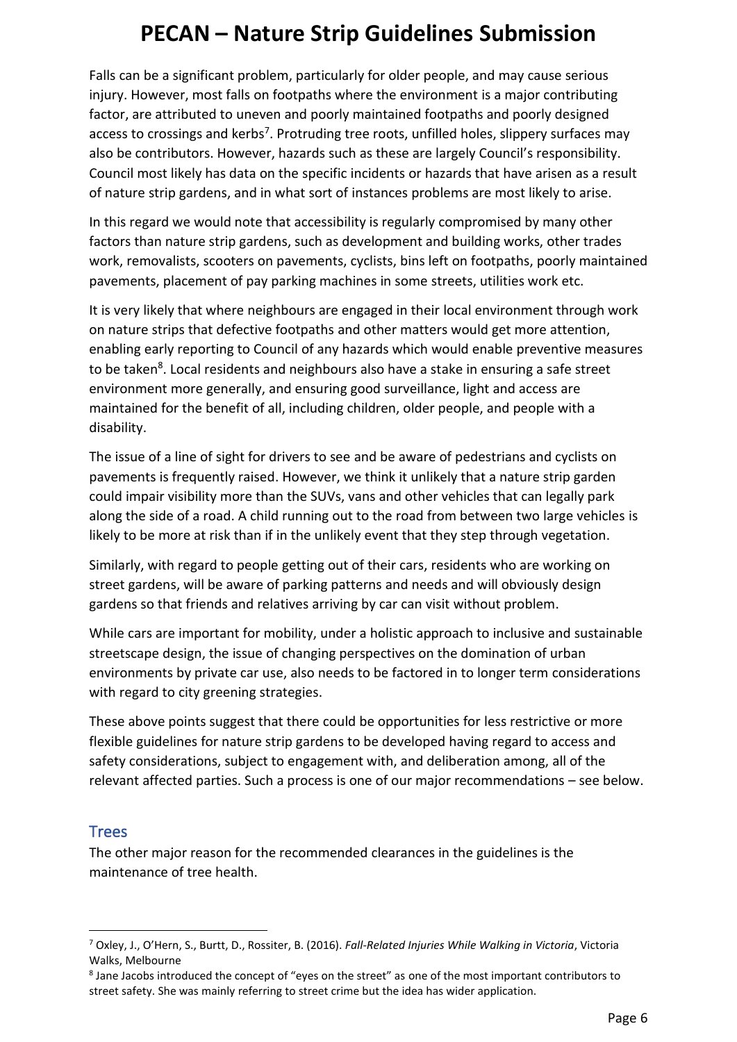Falls can be a significant problem, particularly for older people, and may cause serious injury. However, most falls on footpaths where the environment is a major contributing factor, are attributed to uneven and poorly maintained footpaths and poorly designed access to crossings and kerbs[7]. Protruding tree roots, unfilled holes, slippery surfaces may also be contributors. However, hazards such as these are largely Council's responsibility. Council most likely has data on the specific incidents or hazards that have arisen as a result of nature strip gardens, and in what sort of instances problems are most likely to arise.

In this regard we would note that accessibility is regularly compromised by many other factors than nature strip gardens, such as development and building works, other trades work, removalists, scooters on pavements, cyclists, bins left on footpaths, poorly maintained pavements, placement of pay parking machines in some streets, utilities work etc.

It is very likely that where neighbours are engaged in their local environment through work on nature strips that defective footpaths and other matters would get more attention, enabling early reporting to Council of any hazards which would enable preventive measures to be taken[8]. Local residents and neighbours also have a stake in ensuring a safe street environment more generally, and ensuring good surveillance, light and access are maintained for the benefit of all, including children, older people, and people with a disability.

The issue of a line of sight for drivers to see and be aware of pedestrians and cyclists on pavements is frequently raised. However, we think it unlikely that a nature strip garden could impair visibility more than the SUVs, vans and other vehicles that can legally park along the side of a road. A child running out to the road from between two large vehicles is likely to be more at risk than if in the unlikely event that they step through vegetation.

Similarly, with regard to people getting out of their cars, residents who are working on street gardens, will be aware of parking patterns and needs and will obviously design gardens so that friends and relatives arriving by car can visit without problem.

While cars are important for mobility, under a holistic approach to inclusive and sustainable streetscape design, the issue of changing perspectives on the domination of urban environments by private car use, also needs to be factored in to longer term considerations with regard to city greening strategies.

These above points suggest that there could be opportunities for less restrictive or more flexible guidelines for nature strip gardens to be developed having regard to access and safety considerations, subject to engagement with, and deliberation among, all of the relevant affected parties. Such a process is one of our major recommendations – see below.

## Trees

The other major reason for the recommended clearances in the guidelines is the maintenance of tree health.

---

[7] Oxley, J., O'Hern, S., Burtt, D., Rossiter, B. (2016). *Fall-Related Injuries While Walking in Victoria*, Victoria Walks, Melbourne

[8] Jane Jacobs introduced the concept of "eyes on the street" as one of the most important contributors to street safety. She was mainly referring to street crime but the idea has wider application.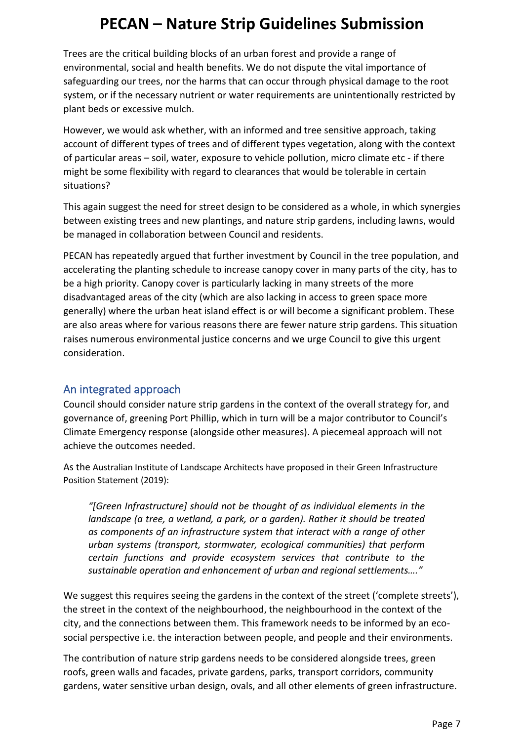Trees are the critical building blocks of an urban forest and provide a range of environmental, social and health benefits. We do not dispute the vital importance of safeguarding our trees, nor the harms that can occur through physical damage to the root system, or if the necessary nutrient or water requirements are unintentionally restricted by plant beds or excessive mulch.

However, we would ask whether, with an informed and tree sensitive approach, taking account of different types of trees and of different types vegetation, along with the context of particular areas – soil, water, exposure to vehicle pollution, micro climate etc - if there might be some flexibility with regard to clearances that would be tolerable in certain situations?

This again suggest the need for street design to be considered as a whole, in which synergies between existing trees and new plantings, and nature strip gardens, including lawns, would be managed in collaboration between Council and residents.

PECAN has repeatedly argued that further investment by Council in the tree population, and accelerating the planting schedule to increase canopy cover in many parts of the city, has to be a high priority. Canopy cover is particularly lacking in many streets of the more disadvantaged areas of the city (which are also lacking in access to green space more generally) where the urban heat island effect is or will become a significant problem. These are also areas where for various reasons there are fewer nature strip gardens. This situation raises numerous environmental justice concerns and we urge Council to give this urgent consideration.

## An integrated approach

Council should consider nature strip gardens in the context of the overall strategy for, and governance of, greening Port Phillip, which in turn will be a major contributor to Council's Climate Emergency response (alongside other measures). A piecemeal approach will not achieve the outcomes needed.

As the Australian Institute of Landscape Architects have proposed in their Green Infrastructure Position Statement (2019):

> *"[Green Infrastructure] should not be thought of as individual elements in the landscape (a tree, a wetland, a park, or a garden). Rather it should be treated as components of an infrastructure system that interact with a range of other urban systems (transport, stormwater, ecological communities) that perform certain functions and provide ecosystem services that contribute to the sustainable operation and enhancement of urban and regional settlements…."*

We suggest this requires seeing the gardens in the context of the street ('complete streets'), the street in the context of the neighbourhood, the neighbourhood in the context of the city, and the connections between them. This framework needs to be informed by an eco-social perspective i.e. the interaction between people, and people and their environments.

The contribution of nature strip gardens needs to be considered alongside trees, green roofs, green walls and facades, private gardens, parks, transport corridors, community gardens, water sensitive urban design, ovals, and all other elements of green infrastructure.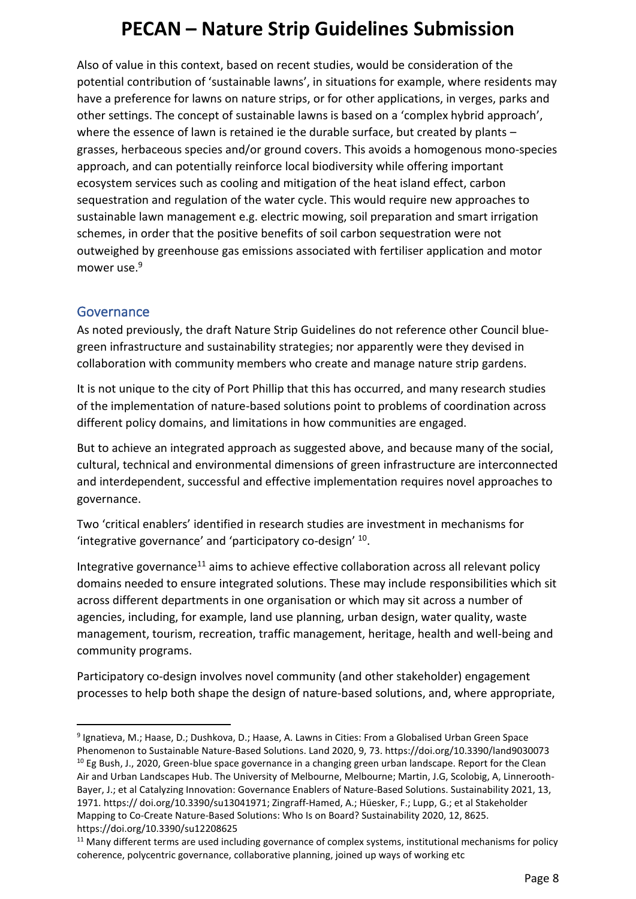Also of value in this context, based on recent studies, would be consideration of the potential contribution of 'sustainable lawns', in situations for example, where residents may have a preference for lawns on nature strips, or for other applications, in verges, parks and other settings. The concept of sustainable lawns is based on a 'complex hybrid approach', where the essence of lawn is retained ie the durable surface, but created by plants – grasses, herbaceous species and/or ground covers. This avoids a homogenous mono-species approach, and can potentially reinforce local biodiversity while offering important ecosystem services such as cooling and mitigation of the heat island effect, carbon sequestration and regulation of the water cycle. This would require new approaches to sustainable lawn management e.g. electric mowing, soil preparation and smart irrigation schemes, in order that the positive benefits of soil carbon sequestration were not outweighed by greenhouse gas emissions associated with fertiliser application and motor mower use.[9]

## Governance

As noted previously, the draft Nature Strip Guidelines do not reference other Council blue-green infrastructure and sustainability strategies; nor apparently were they devised in collaboration with community members who create and manage nature strip gardens.

It is not unique to the city of Port Phillip that this has occurred, and many research studies of the implementation of nature-based solutions point to problems of coordination across different policy domains, and limitations in how communities are engaged.

But to achieve an integrated approach as suggested above, and because many of the social, cultural, technical and environmental dimensions of green infrastructure are interconnected and interdependent, successful and effective implementation requires novel approaches to governance.

Two 'critical enablers' identified in research studies are investment in mechanisms for 'integrative governance' and 'participatory co-design' [10].

Integrative governance[11] aims to achieve effective collaboration across all relevant policy domains needed to ensure integrated solutions. These may include responsibilities which sit across different departments in one organisation or which may sit across a number of agencies, including, for example, land use planning, urban design, water quality, waste management, tourism, recreation, traffic management, heritage, health and well-being and community programs.

Participatory co-design involves novel community (and other stakeholder) engagement processes to help both shape the design of nature-based solutions, and, where appropriate,

---

[9] Ignatieva, M.; Haase, D.; Dushkova, D.; Haase, A. Lawns in Cities: From a Globalised Urban Green Space Phenomenon to Sustainable Nature-Based Solutions. Land 2020, 9, 73. https://doi.org/10.3390/land9030073

[10] Eg Bush, J., 2020, Green-blue space governance in a changing green urban landscape. Report for the Clean Air and Urban Landscapes Hub. The University of Melbourne, Melbourne; Martin, J.G, Scolobig, A, Linnerooth-Bayer, J.; et al Catalyzing Innovation: Governance Enablers of Nature-Based Solutions. Sustainability 2021, 13, 1971. https:// doi.org/10.3390/su13041971; Zingraff-Hamed, A.; Hüesker, F.; Lupp, G.; et al Stakeholder Mapping to Co-Create Nature-Based Solutions: Who Is on Board? Sustainability 2020, 12, 8625. https://doi.org/10.3390/su12208625

[11] Many different terms are used including governance of complex systems, institutional mechanisms for policy coherence, polycentric governance, collaborative planning, joined up ways of working etc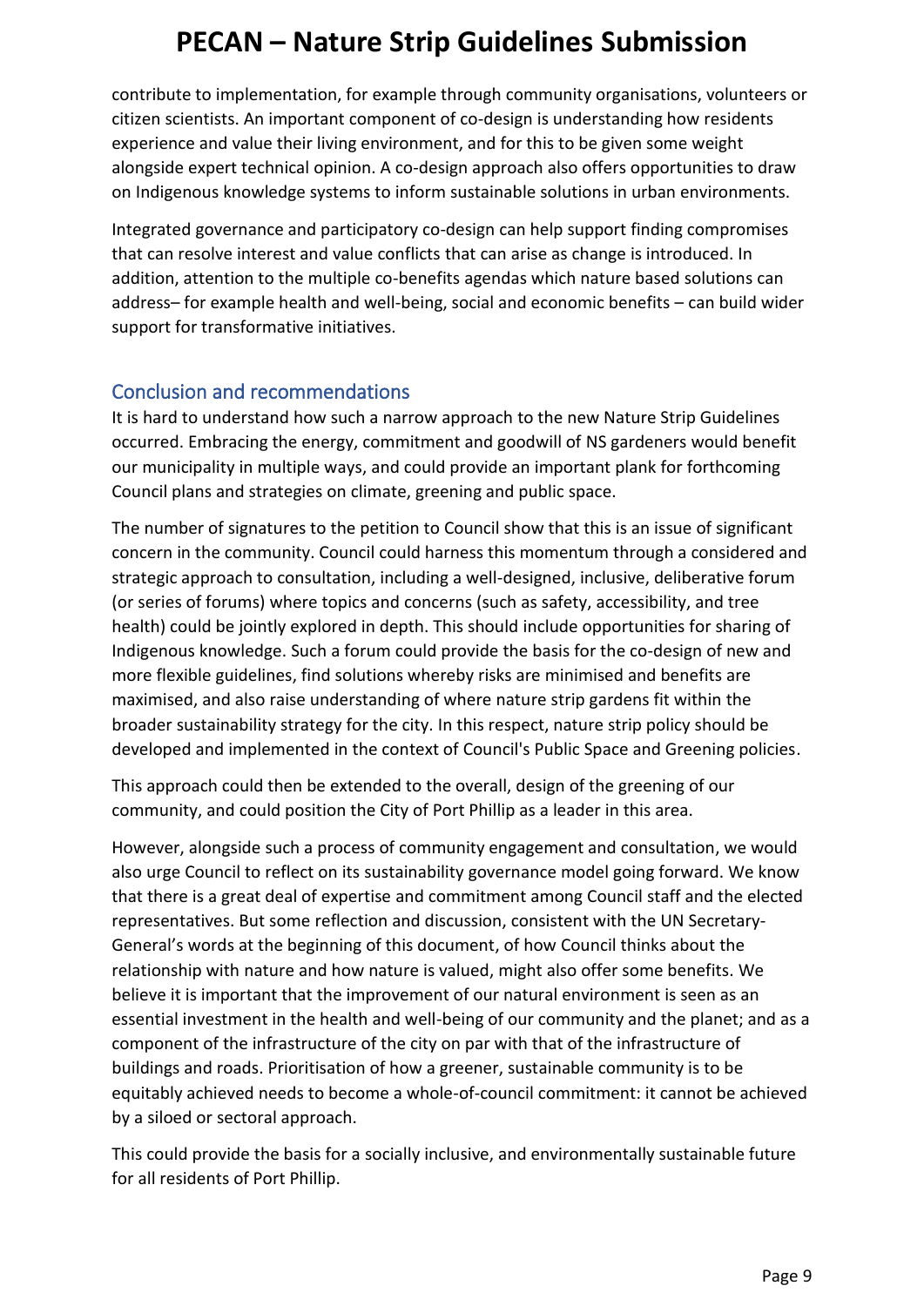contribute to implementation, for example through community organisations, volunteers or citizen scientists. An important component of co-design is understanding how residents experience and value their living environment, and for this to be given some weight alongside expert technical opinion. A co-design approach also offers opportunities to draw on Indigenous knowledge systems to inform sustainable solutions in urban environments.

Integrated governance and participatory co-design can help support finding compromises that can resolve interest and value conflicts that can arise as change is introduced. In addition, attention to the multiple co-benefits agendas which nature based solutions can address– for example health and well-being, social and economic benefits – can build wider support for transformative initiatives.

## Conclusion and recommendations

It is hard to understand how such a narrow approach to the new Nature Strip Guidelines occurred. Embracing the energy, commitment and goodwill of NS gardeners would benefit our municipality in multiple ways, and could provide an important plank for forthcoming Council plans and strategies on climate, greening and public space.

The number of signatures to the petition to Council show that this is an issue of significant concern in the community. Council could harness this momentum through a considered and strategic approach to consultation, including a well-designed, inclusive, deliberative forum (or series of forums) where topics and concerns (such as safety, accessibility, and tree health) could be jointly explored in depth. This should include opportunities for sharing of Indigenous knowledge. Such a forum could provide the basis for the co-design of new and more flexible guidelines, find solutions whereby risks are minimised and benefits are maximised, and also raise understanding of where nature strip gardens fit within the broader sustainability strategy for the city. In this respect, nature strip policy should be developed and implemented in the context of Council's Public Space and Greening policies.

This approach could then be extended to the overall, design of the greening of our community, and could position the City of Port Phillip as a leader in this area.

However, alongside such a process of community engagement and consultation, we would also urge Council to reflect on its sustainability governance model going forward. We know that there is a great deal of expertise and commitment among Council staff and the elected representatives. But some reflection and discussion, consistent with the UN Secretary-General's words at the beginning of this document, of how Council thinks about the relationship with nature and how nature is valued, might also offer some benefits. We believe it is important that the improvement of our natural environment is seen as an essential investment in the health and well-being of our community and the planet; and as a component of the infrastructure of the city on par with that of the infrastructure of buildings and roads. Prioritisation of how a greener, sustainable community is to be equitably achieved needs to become a whole-of-council commitment: it cannot be achieved by a siloed or sectoral approach.

This could provide the basis for a socially inclusive, and environmentally sustainable future for all residents of Port Phillip.